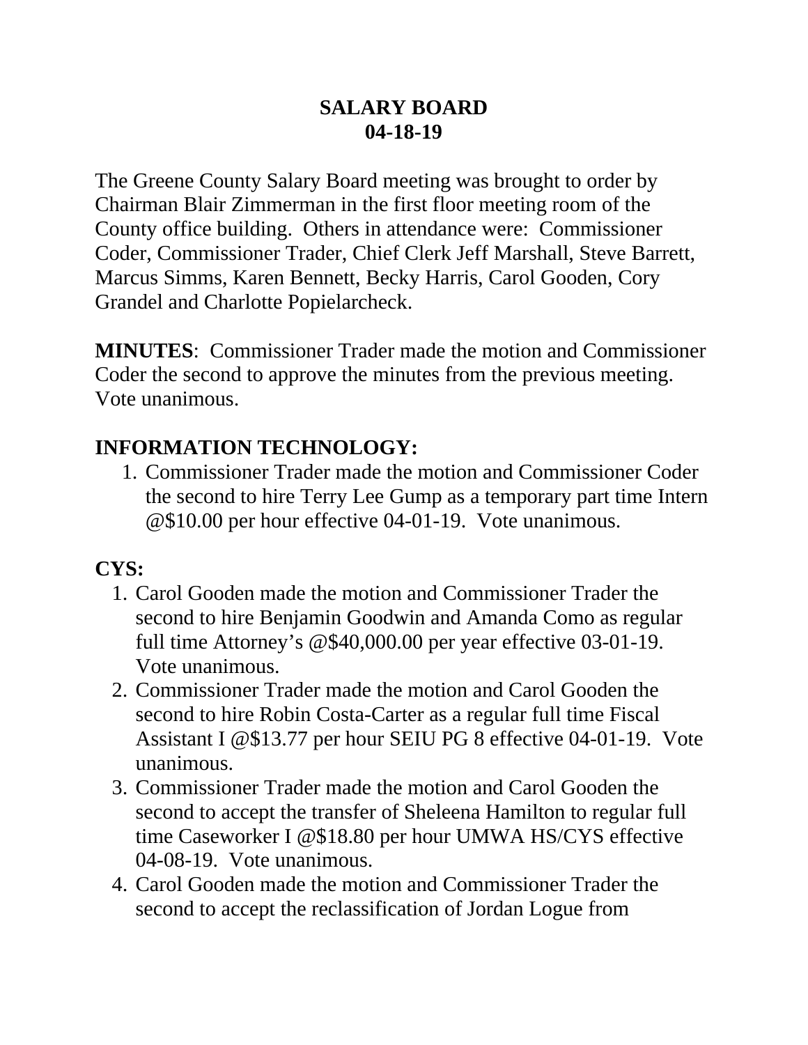# SALARY BOARD
# 04-18-19

The Greene County Salary Board meeting was brought to order by Chairman Blair Zimmerman in the first floor meeting room of the County office building. Others in attendance were: Commissioner Coder, Commissioner Trader, Chief Clerk Jeff Marshall, Steve Barrett, Marcus Simms, Karen Bennett, Becky Harris, Carol Gooden, Cory Grandel and Charlotte Popielarcheck.

**MINUTES**: Commissioner Trader made the motion and Commissioner Coder the second to approve the minutes from the previous meeting. Vote unanimous.

## INFORMATION TECHNOLOGY:

1. Commissioner Trader made the motion and Commissioner Coder the second to hire Terry Lee Gump as a temporary part time Intern @$10.00 per hour effective 04-01-19. Vote unanimous.

## CYS:

1. Carol Gooden made the motion and Commissioner Trader the second to hire Benjamin Goodwin and Amanda Como as regular full time Attorney's @$40,000.00 per year effective 03-01-19. Vote unanimous.
2. Commissioner Trader made the motion and Carol Gooden the second to hire Robin Costa-Carter as a regular full time Fiscal Assistant I @$13.77 per hour SEIU PG 8 effective 04-01-19. Vote unanimous.
3. Commissioner Trader made the motion and Carol Gooden the second to accept the transfer of Sheleena Hamilton to regular full time Caseworker I @$18.80 per hour UMWA HS/CYS effective 04-08-19. Vote unanimous.
4. Carol Gooden made the motion and Commissioner Trader the second to accept the reclassification of Jordan Logue from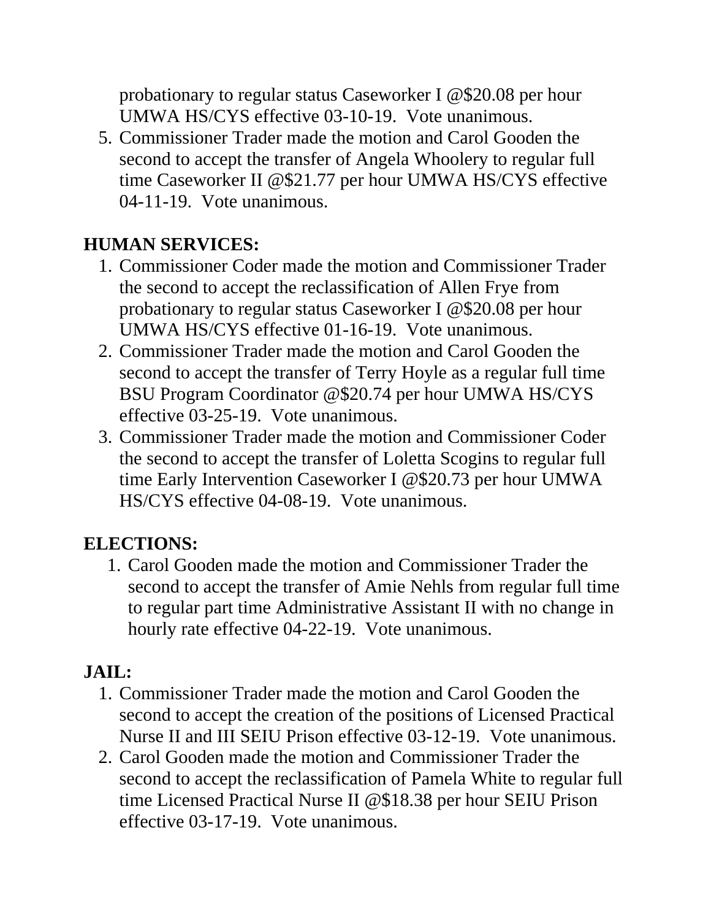probationary to regular status Caseworker I @$20.08 per hour UMWA HS/CYS effective 03-10-19. Vote unanimous.

5. Commissioner Trader made the motion and Carol Gooden the second to accept the transfer of Angela Whoolery to regular full time Caseworker II @$21.77 per hour UMWA HS/CYS effective 04-11-19. Vote unanimous.

**HUMAN SERVICES:**

1. Commissioner Coder made the motion and Commissioner Trader the second to accept the reclassification of Allen Frye from probationary to regular status Caseworker I @$20.08 per hour UMWA HS/CYS effective 01-16-19. Vote unanimous.
2. Commissioner Trader made the motion and Carol Gooden the second to accept the transfer of Terry Hoyle as a regular full time BSU Program Coordinator @$20.74 per hour UMWA HS/CYS effective 03-25-19. Vote unanimous.
3. Commissioner Trader made the motion and Commissioner Coder the second to accept the transfer of Loletta Scogins to regular full time Early Intervention Caseworker I @$20.73 per hour UMWA HS/CYS effective 04-08-19. Vote unanimous.

**ELECTIONS:**

1. Carol Gooden made the motion and Commissioner Trader the second to accept the transfer of Amie Nehls from regular full time to regular part time Administrative Assistant II with no change in hourly rate effective 04-22-19. Vote unanimous.

**JAIL:**

1. Commissioner Trader made the motion and Carol Gooden the second to accept the creation of the positions of Licensed Practical Nurse II and III SEIU Prison effective 03-12-19. Vote unanimous.
2. Carol Gooden made the motion and Commissioner Trader the second to accept the reclassification of Pamela White to regular full time Licensed Practical Nurse II @$18.38 per hour SEIU Prison effective 03-17-19. Vote unanimous.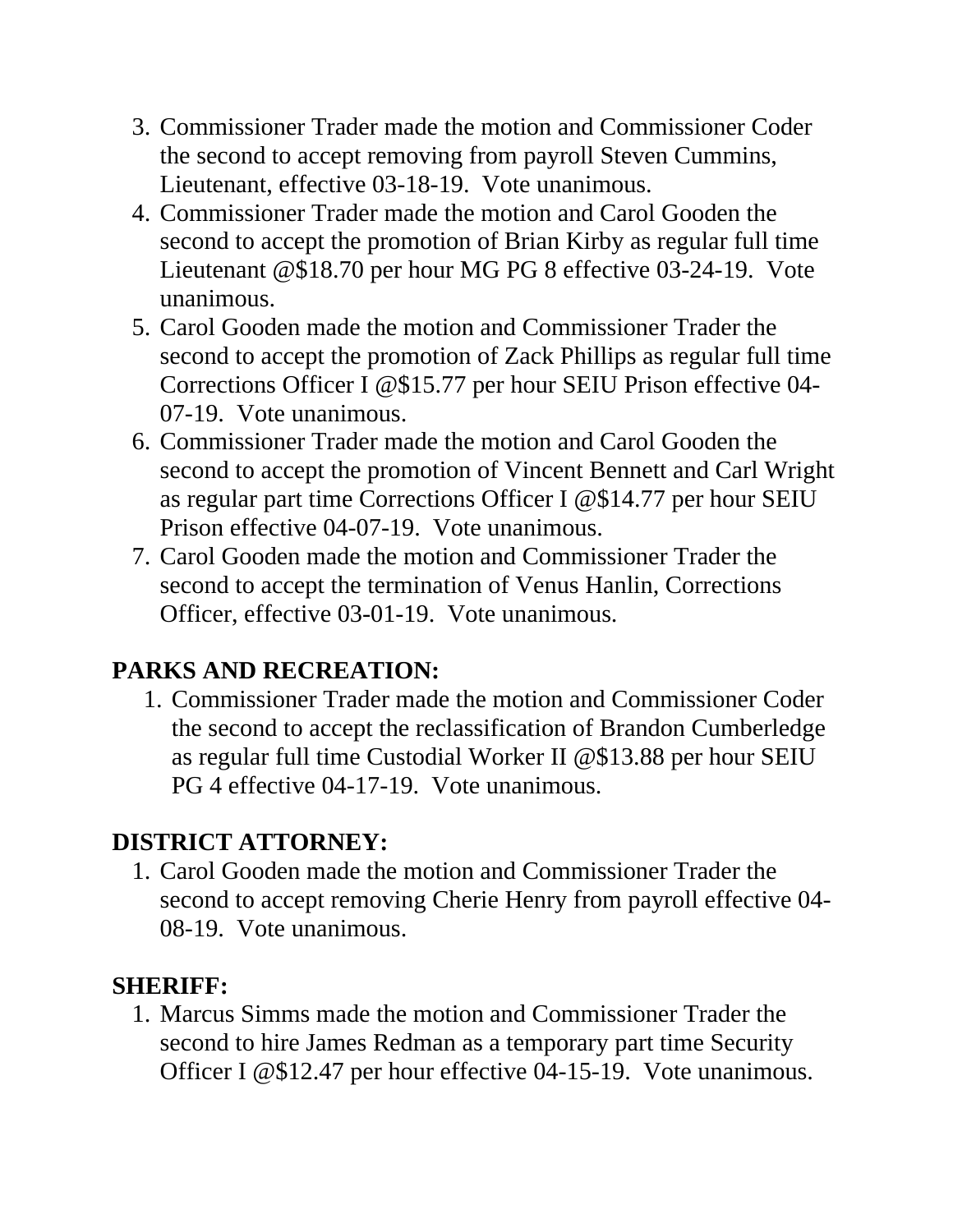3. Commissioner Trader made the motion and Commissioner Coder the second to accept removing from payroll Steven Cummins, Lieutenant, effective 03-18-19. Vote unanimous.
4. Commissioner Trader made the motion and Carol Gooden the second to accept the promotion of Brian Kirby as regular full time Lieutenant @$18.70 per hour MG PG 8 effective 03-24-19. Vote unanimous.
5. Carol Gooden made the motion and Commissioner Trader the second to accept the promotion of Zack Phillips as regular full time Corrections Officer I @$15.77 per hour SEIU Prison effective 04-07-19. Vote unanimous.
6. Commissioner Trader made the motion and Carol Gooden the second to accept the promotion of Vincent Bennett and Carl Wright as regular part time Corrections Officer I @$14.77 per hour SEIU Prison effective 04-07-19. Vote unanimous.
7. Carol Gooden made the motion and Commissioner Trader the second to accept the termination of Venus Hanlin, Corrections Officer, effective 03-01-19. Vote unanimous.

**PARKS AND RECREATION:**

1. Commissioner Trader made the motion and Commissioner Coder the second to accept the reclassification of Brandon Cumberledge as regular full time Custodial Worker II @$13.88 per hour SEIU PG 4 effective 04-17-19. Vote unanimous.

**DISTRICT ATTORNEY:**

1. Carol Gooden made the motion and Commissioner Trader the second to accept removing Cherie Henry from payroll effective 04-08-19. Vote unanimous.

**SHERIFF:**

1. Marcus Simms made the motion and Commissioner Trader the second to hire James Redman as a temporary part time Security Officer I @$12.47 per hour effective 04-15-19. Vote unanimous.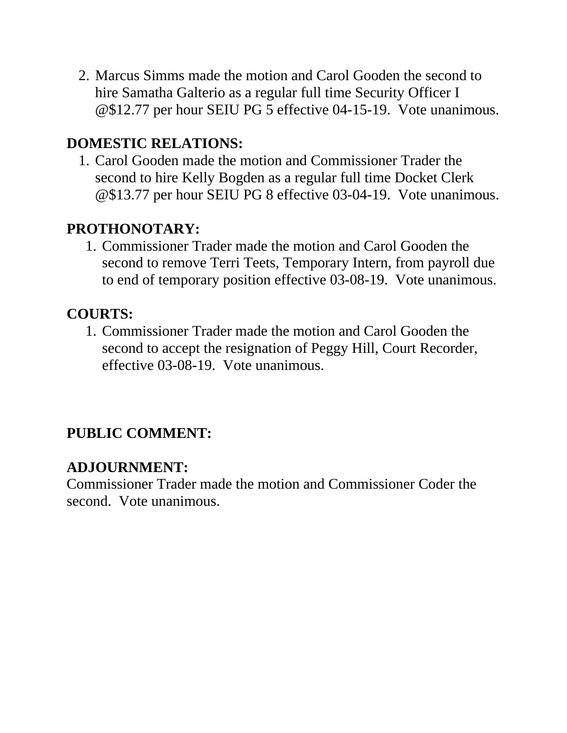2. Marcus Simms made the motion and Carol Gooden the second to hire Samatha Galterio as a regular full time Security Officer I @$12.77 per hour SEIU PG 5 effective 04-15-19. Vote unanimous.

**DOMESTIC RELATIONS:**

1. Carol Gooden made the motion and Commissioner Trader the second to hire Kelly Bogden as a regular full time Docket Clerk @$13.77 per hour SEIU PG 8 effective 03-04-19. Vote unanimous.

**PROTHONOTARY:**

1. Commissioner Trader made the motion and Carol Gooden the second to remove Terri Teets, Temporary Intern, from payroll due to end of temporary position effective 03-08-19. Vote unanimous.

**COURTS:**

1. Commissioner Trader made the motion and Carol Gooden the second to accept the resignation of Peggy Hill, Court Recorder, effective 03-08-19. Vote unanimous.

**PUBLIC COMMENT:**

**ADJOURNMENT:**

Commissioner Trader made the motion and Commissioner Coder the second. Vote unanimous.